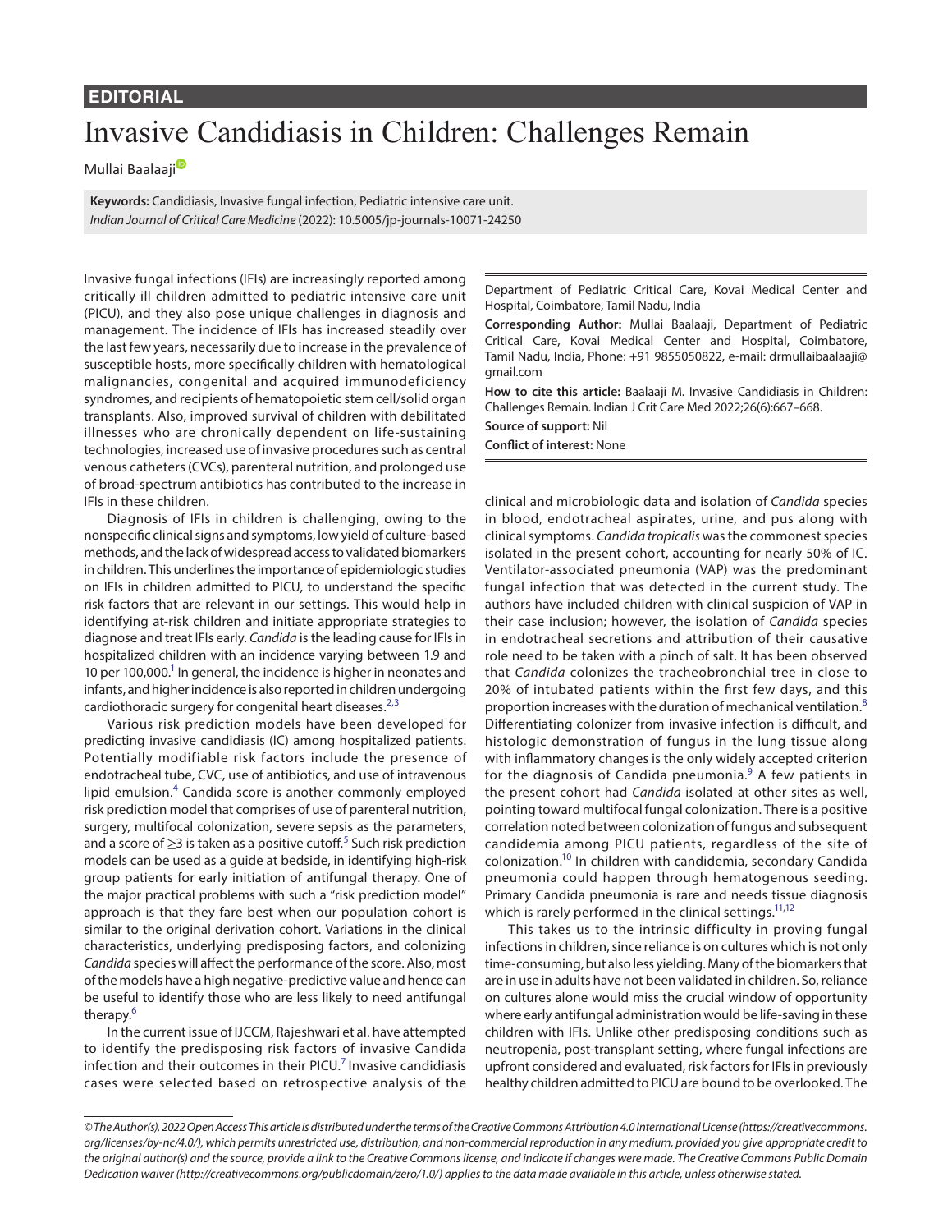**EDITORIAL**

# Invasive Candidiasis in Children: Challenges Remain

Mullai Baalaaji

**Keywords:** Candidiasis, Invasive fungal infection, Pediatric intensive care unit.
*Indian Journal of Critical Care Medicine* (2022): 10.5005/jp-journals-10071-24250

Department of Pediatric Critical Care, Kovai Medical Center and Hospital, Coimbatore, Tamil Nadu, India

**Corresponding Author:** Mullai Baalaaji, Department of Pediatric Critical Care, Kovai Medical Center and Hospital, Coimbatore, Tamil Nadu, India, Phone: +91 9855050822, e-mail: drmullaibaalaaji@gmail.com

**How to cite this article:** Baalaaji M. Invasive Candidiasis in Children: Challenges Remain. Indian J Crit Care Med 2022;26(6):667–668.

**Source of support:** Nil

**Conflict of interest:** None

Invasive fungal infections (IFIs) are increasingly reported among critically ill children admitted to pediatric intensive care unit (PICU), and they also pose unique challenges in diagnosis and management. The incidence of IFIs has increased steadily over the last few years, necessarily due to increase in the prevalence of susceptible hosts, more specifically children with hematological malignancies, congenital and acquired immunodeficiency syndromes, and recipients of hematopoietic stem cell/solid organ transplants. Also, improved survival of children with debilitated illnesses who are chronically dependent on life-sustaining technologies, increased use of invasive procedures such as central venous catheters (CVCs), parenteral nutrition, and prolonged use of broad-spectrum antibiotics has contributed to the increase in IFIs in these children.

Diagnosis of IFIs in children is challenging, owing to the nonspecific clinical signs and symptoms, low yield of culture-based methods, and the lack of widespread access to validated biomarkers in children. This underlines the importance of epidemiologic studies on IFIs in children admitted to PICU, to understand the specific risk factors that are relevant in our settings. This would help in identifying at-risk children and initiate appropriate strategies to diagnose and treat IFIs early. *Candida* is the leading cause for IFIs in hospitalized children with an incidence varying between 1.9 and 10 per 100,000.[1] In general, the incidence is higher in neonates and infants, and higher incidence is also reported in children undergoing cardiothoracic surgery for congenital heart diseases.[2,3]

Various risk prediction models have been developed for predicting invasive candidiasis (IC) among hospitalized patients. Potentially modifiable risk factors include the presence of endotracheal tube, CVC, use of antibiotics, and use of intravenous lipid emulsion.[4] Candida score is another commonly employed risk prediction model that comprises of use of parenteral nutrition, surgery, multifocal colonization, severe sepsis as the parameters, and a score of $\geq$3 is taken as a positive cutoff.[5] Such risk prediction models can be used as a guide at bedside, in identifying high-risk group patients for early initiation of antifungal therapy. One of the major practical problems with such a "risk prediction model" approach is that they fare best when our population cohort is similar to the original derivation cohort. Variations in the clinical characteristics, underlying predisposing factors, and colonizing *Candida* species will affect the performance of the score. Also, most of the models have a high negative-predictive value and hence can be useful to identify those who are less likely to need antifungal therapy.[6]

In the current issue of IJCCM, Rajeshwari et al. have attempted to identify the predisposing risk factors of invasive Candida infection and their outcomes in their PICU.[7] Invasive candidiasis cases were selected based on retrospective analysis of the clinical and microbiologic data and isolation of *Candida* species in blood, endotracheal aspirates, urine, and pus along with clinical symptoms. *Candida tropicalis* was the commonest species isolated in the present cohort, accounting for nearly 50% of IC. Ventilator-associated pneumonia (VAP) was the predominant fungal infection that was detected in the current study. The authors have included children with clinical suspicion of VAP in their case inclusion; however, the isolation of *Candida* species in endotracheal secretions and attribution of their causative role need to be taken with a pinch of salt. It has been observed that *Candida* colonizes the tracheobronchial tree in close to 20% of intubated patients within the first few days, and this proportion increases with the duration of mechanical ventilation.[8] Differentiating colonizer from invasive infection is difficult, and histologic demonstration of fungus in the lung tissue along with inflammatory changes is the only widely accepted criterion for the diagnosis of Candida pneumonia.[9] A few patients in the present cohort had *Candida* isolated at other sites as well, pointing toward multifocal fungal colonization. There is a positive correlation noted between colonization of fungus and subsequent candidemia among PICU patients, regardless of the site of colonization.[10] In children with candidemia, secondary Candida pneumonia could happen through hematogenous seeding. Primary Candida pneumonia is rare and needs tissue diagnosis which is rarely performed in the clinical settings.[11,12]

This takes us to the intrinsic difficulty in proving fungal infections in children, since reliance is on cultures which is not only time-consuming, but also less yielding. Many of the biomarkers that are in use in adults have not been validated in children. So, reliance on cultures alone would miss the crucial window of opportunity where early antifungal administration would be life-saving in these children with IFIs. Unlike other predisposing conditions such as neutropenia, post-transplant setting, where fungal infections are upfront considered and evaluated, risk factors for IFIs in previously healthy children admitted to PICU are bound to be overlooked. The

*© The Author(s). 2022 Open Access This article is distributed under the terms of the Creative Commons Attribution 4.0 International License (https://creativecommons.org/licenses/by-nc/4.0/), which permits unrestricted use, distribution, and non-commercial reproduction in any medium, provided you give appropriate credit to the original author(s) and the source, provide a link to the Creative Commons license, and indicate if changes were made. The Creative Commons Public Domain Dedication waiver (http://creativecommons.org/publicdomain/zero/1.0/) applies to the data made available in this article, unless otherwise stated.*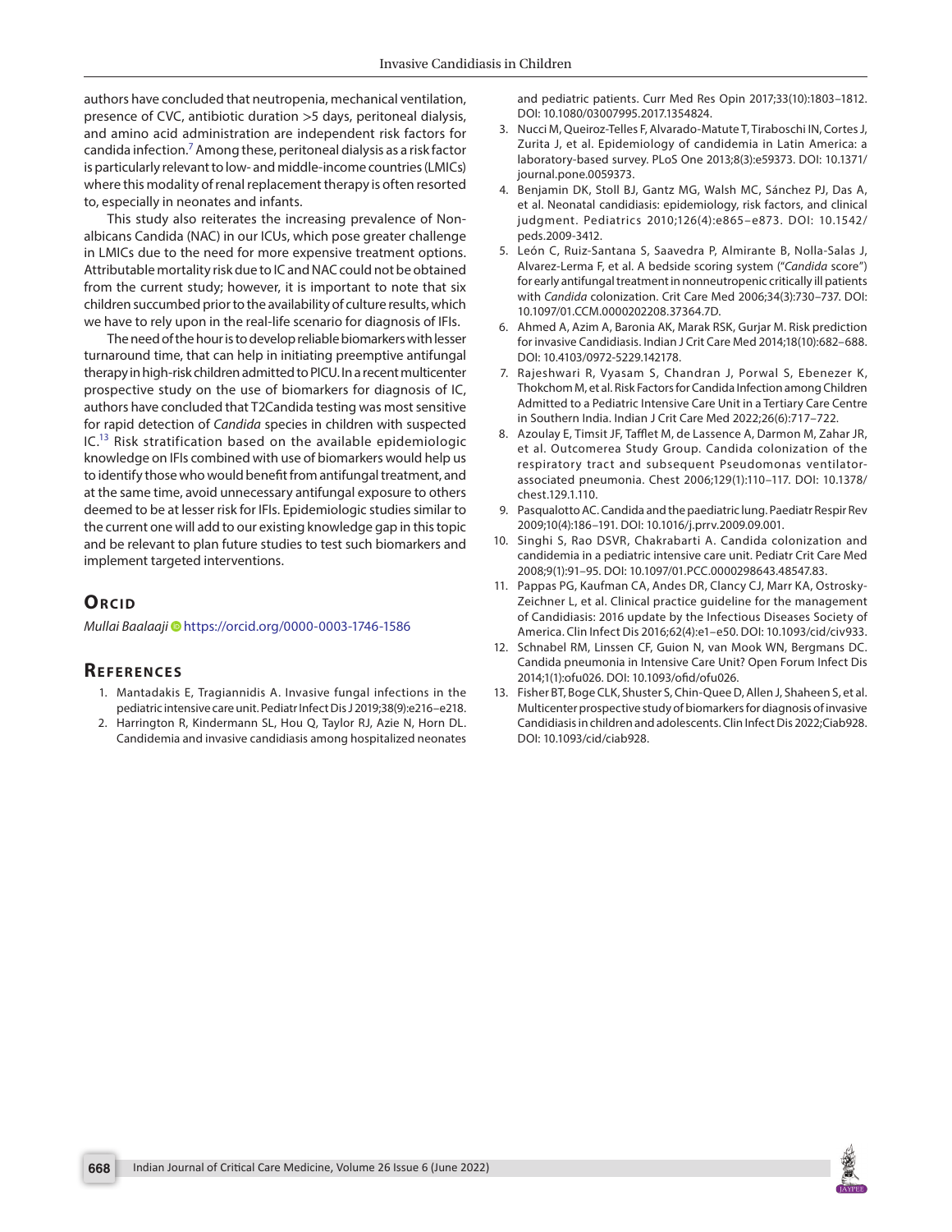authors have concluded that neutropenia, mechanical ventilation, presence of CVC, antibiotic duration >5 days, peritoneal dialysis, and amino acid administration are independent risk factors for candida infection.[7] Among these, peritoneal dialysis as a risk factor is particularly relevant to low- and middle-income countries (LMICs) where this modality of renal replacement therapy is often resorted to, especially in neonates and infants.

This study also reiterates the increasing prevalence of Non-albicans Candida (NAC) in our ICUs, which pose greater challenge in LMICs due to the need for more expensive treatment options. Attributable mortality risk due to IC and NAC could not be obtained from the current study; however, it is important to note that six children succumbed prior to the availability of culture results, which we have to rely upon in the real-life scenario for diagnosis of IFIs.

The need of the hour is to develop reliable biomarkers with lesser turnaround time, that can help in initiating preemptive antifungal therapy in high-risk children admitted to PICU. In a recent multicenter prospective study on the use of biomarkers for diagnosis of IC, authors have concluded that T2Candida testing was most sensitive for rapid detection of *Candida* species in children with suspected IC.[13] Risk stratification based on the available epidemiologic knowledge on IFIs combined with use of biomarkers would help us to identify those who would benefit from antifungal treatment, and at the same time, avoid unnecessary antifungal exposure to others deemed to be at lesser risk for IFIs. Epidemiologic studies similar to the current one will add to our existing knowledge gap in this topic and be relevant to plan future studies to test such biomarkers and implement targeted interventions.

## Orcid

*Mullai Baalaaji* https://orcid.org/0000-0003-1746-1586

## References

1. Mantadakis E, Tragiannidis A. Invasive fungal infections in the pediatric intensive care unit. Pediatr Infect Dis J 2019;38(9):e216–e218.
2. Harrington R, Kindermann SL, Hou Q, Taylor RJ, Azie N, Horn DL. Candidemia and invasive candidiasis among hospitalized neonates and pediatric patients. Curr Med Res Opin 2017;33(10):1803–1812. DOI: 10.1080/03007995.2017.1354824.
3. Nucci M, Queiroz-Telles F, Alvarado-Matute T, Tiraboschi IN, Cortes J, Zurita J, et al. Epidemiology of candidemia in Latin America: a laboratory-based survey. PLoS One 2013;8(3):e59373. DOI: 10.1371/journal.pone.0059373.
4. Benjamin DK, Stoll BJ, Gantz MG, Walsh MC, Sánchez PJ, Das A, et al. Neonatal candidiasis: epidemiology, risk factors, and clinical judgment. Pediatrics 2010;126(4):e865–e873. DOI: 10.1542/peds.2009-3412.
5. León C, Ruiz-Santana S, Saavedra P, Almirante B, Nolla-Salas J, Alvarez-Lerma F, et al. A bedside scoring system ("*Candida* score") for early antifungal treatment in nonneutropenic critically ill patients with *Candida* colonization. Crit Care Med 2006;34(3):730–737. DOI: 10.1097/01.CCM.0000202208.37364.7D.
6. Ahmed A, Azim A, Baronia AK, Marak RSK, Gurjar M. Risk prediction for invasive Candidiasis. Indian J Crit Care Med 2014;18(10):682–688. DOI: 10.4103/0972-5229.142178.
7. Rajeshwari R, Vyasam S, Chandran J, Porwal S, Ebenezer K, Thokchom M, et al. Risk Factors for Candida Infection among Children Admitted to a Pediatric Intensive Care Unit in a Tertiary Care Centre in Southern India. Indian J Crit Care Med 2022;26(6):717–722.
8. Azoulay E, Timsit JF, Tafflet M, de Lassence A, Darmon M, Zahar JR, et al. Outcomerea Study Group. Candida colonization of the respiratory tract and subsequent Pseudomonas ventilator-associated pneumonia. Chest 2006;129(1):110–117. DOI: 10.1378/chest.129.1.110.
9. Pasqualotto AC. Candida and the paediatric lung. Paediatr Respir Rev 2009;10(4):186–191. DOI: 10.1016/j.prrv.2009.09.001.
10. Singhi S, Rao DSVR, Chakrabarti A. Candida colonization and candidemia in a pediatric intensive care unit. Pediatr Crit Care Med 2008;9(1):91–95. DOI: 10.1097/01.PCC.0000298643.48547.83.
11. Pappas PG, Kaufman CA, Andes DR, Clancy CJ, Marr KA, Ostrosky-Zeichner L, et al. Clinical practice guideline for the management of Candidiasis: 2016 update by the Infectious Diseases Society of America. Clin Infect Dis 2016;62(4):e1–e50. DOI: 10.1093/cid/civ933.
12. Schnabel RM, Linssen CF, Guion N, van Mook WN, Bergmans DC. Candida pneumonia in Intensive Care Unit? Open Forum Infect Dis 2014;1(1):ofu026. DOI: 10.1093/ofid/ofu026.
13. Fisher BT, Boge CLK, Shuster S, Chin-Quee D, Allen J, Shaheen S, et al. Multicenter prospective study of biomarkers for diagnosis of invasive Candidiasis in children and adolescents. Clin Infect Dis 2022;Ciab928. DOI: 10.1093/cid/ciab928.